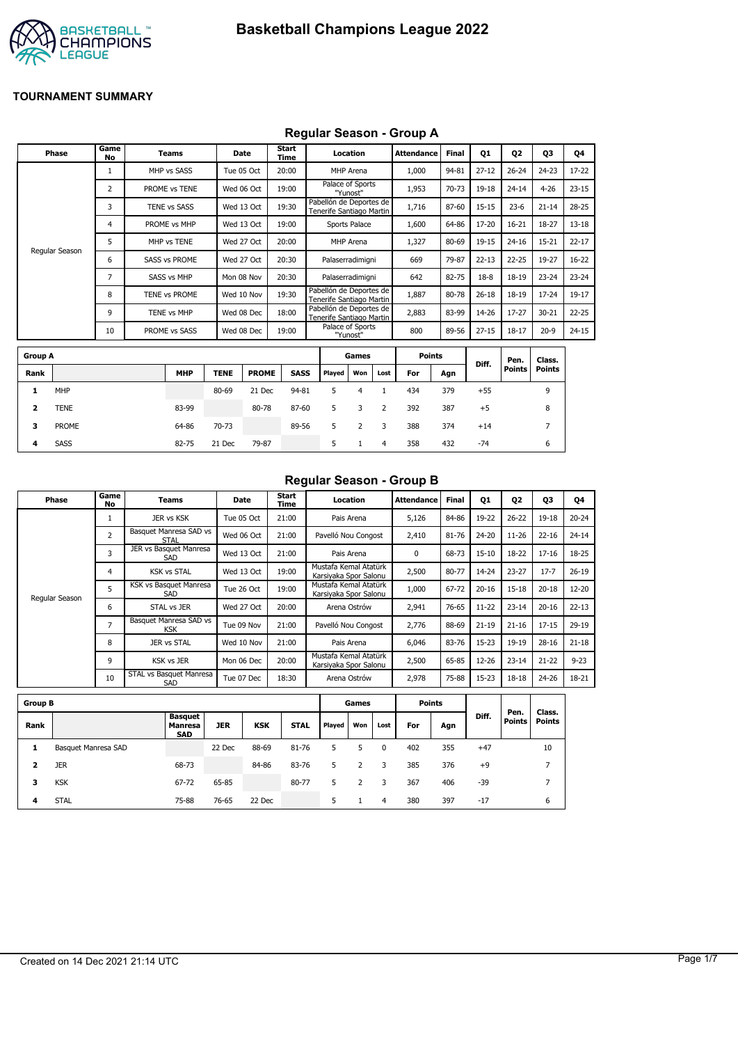# Basketball Champions League 2022

**TOURNAMENT SUMMARY**

## Regular Season - Group A

| Phase | Game No | Teams | Date | Start Time | Location | Attendance | Final | Q1 | Q2 | Q3 | Q4 |
|---|---|---|---|---|---|---|---|---|---|---|---|
| Regular Season | 1 | MHP vs SASS | Tue 05 Oct | 20:00 | MHP Arena | 1,000 | 94-81 | 27-12 | 26-24 | 24-23 | 17-22 |
| | 2 | PROME vs TENE | Wed 06 Oct | 19:00 | Palace of Sports "Yunost" | 1,953 | 70-73 | 19-18 | 24-14 | 4-26 | 23-15 |
| | 3 | TENE vs SASS | Wed 13 Oct | 19:30 | Pabellón de Deportes de Tenerife Santiago Martin | 1,716 | 87-60 | 15-15 | 23-6 | 21-14 | 28-25 |
| | 4 | PROME vs MHP | Wed 13 Oct | 19:00 | Sports Palace | 1,600 | 64-86 | 17-20 | 16-21 | 18-27 | 13-18 |
| | 5 | MHP vs TENE | Wed 27 Oct | 20:00 | MHP Arena | 1,327 | 80-69 | 19-15 | 24-16 | 15-21 | 22-17 |
| | 6 | SASS vs PROME | Wed 27 Oct | 20:30 | Palaserradimigni | 669 | 79-87 | 22-13 | 22-25 | 19-27 | 16-22 |
| | 7 | SASS vs MHP | Mon 08 Nov | 20:30 | Palaserradimigni | 642 | 82-75 | 18-8 | 18-19 | 23-24 | 23-24 |
| | 8 | TENE vs PROME | Wed 10 Nov | 19:30 | Pabellón de Deportes de Tenerife Santiago Martin | 1,887 | 80-78 | 26-18 | 18-19 | 17-24 | 19-17 |
| | 9 | TENE vs MHP | Wed 08 Dec | 18:00 | Pabellón de Deportes de Tenerife Santiago Martin | 2,883 | 83-99 | 14-26 | 17-27 | 30-21 | 22-25 |
| | 10 | PROME vs SASS | Wed 08 Dec | 19:00 | Palace of Sports "Yunost" | 800 | 89-56 | 27-15 | 18-17 | 20-9 | 24-15 |

| Group A | | | | | | Games | | | Points | | Diff. | Pen. Points | Class. Points |
|---|---|---|---|---|---|---|---|---|---|---|---|---|---|
| Rank | | MHP | TENE | PROME | SASS | Played | Won | Lost | For | Agn | | | |
| 1 | MHP | | 80-69 | 21 Dec | 94-81 | 5 | 4 | 1 | 434 | 379 | +55 | | 9 |
| 2 | TENE | 83-99 | | 80-78 | 87-60 | 5 | 3 | 2 | 392 | 387 | +5 | | 8 |
| 3 | PROME | 64-86 | 70-73 | | 89-56 | 5 | 2 | 3 | 388 | 374 | +14 | | 7 |
| 4 | SASS | 82-75 | 21 Dec | 79-87 | | 5 | 1 | 4 | 358 | 432 | -74 | | 6 |

## Regular Season - Group B

| Phase | Game No | Teams | Date | Start Time | Location | Attendance | Final | Q1 | Q2 | Q3 | Q4 |
|---|---|---|---|---|---|---|---|---|---|---|---|
| Regular Season | 1 | JER vs KSK | Tue 05 Oct | 21:00 | Pais Arena | 5,126 | 84-86 | 19-22 | 26-22 | 19-18 | 20-24 |
| | 2 | Basquet Manresa SAD vs STAL | Wed 06 Oct | 21:00 | Pavelló Nou Congost | 2,410 | 81-76 | 24-20 | 11-26 | 22-16 | 24-14 |
| | 3 | JER vs Basquet Manresa SAD | Wed 13 Oct | 21:00 | Pais Arena | 0 | 68-73 | 15-10 | 18-22 | 17-16 | 18-25 |
| | 4 | KSK vs STAL | Wed 13 Oct | 19:00 | Mustafa Kemal Atatürk Karsiyaka Spor Salonu | 2,500 | 80-77 | 14-24 | 23-27 | 17-7 | 26-19 |
| | 5 | KSK vs Basquet Manresa SAD | Tue 26 Oct | 19:00 | Mustafa Kemal Atatürk Karsiyaka Spor Salonu | 1,000 | 67-72 | 20-16 | 15-18 | 20-18 | 12-20 |
| | 6 | STAL vs JER | Wed 27 Oct | 20:00 | Arena Ostrów | 2,941 | 76-65 | 11-22 | 23-14 | 20-16 | 22-13 |
| | 7 | Basquet Manresa SAD vs KSK | Tue 09 Nov | 21:00 | Pavelló Nou Congost | 2,776 | 88-69 | 21-19 | 21-16 | 17-15 | 29-19 |
| | 8 | JER vs STAL | Wed 10 Nov | 21:00 | Pais Arena | 6,046 | 83-76 | 15-23 | 19-19 | 28-16 | 21-18 |
| | 9 | KSK vs JER | Mon 06 Dec | 20:00 | Mustafa Kemal Atatürk Karsiyaka Spor Salonu | 2,500 | 65-85 | 12-26 | 23-14 | 21-22 | 9-23 |
| | 10 | STAL vs Basquet Manresa SAD | Tue 07 Dec | 18:30 | Arena Ostrów | 2,978 | 75-88 | 15-23 | 18-18 | 24-26 | 18-21 |

| Group B | | | | | | Games | | | Points | | Diff. | Pen. Points | Class. Points |
|---|---|---|---|---|---|---|---|---|---|---|---|---|---|
| Rank | | Basquet Manresa SAD | JER | KSK | STAL | Played | Won | Lost | For | Agn | | | |
| 1 | Basquet Manresa SAD | | 22 Dec | 88-69 | 81-76 | 5 | 5 | 0 | 402 | 355 | +47 | | 10 |
| 2 | JER | 68-73 | | 84-86 | 83-76 | 5 | 2 | 3 | 385 | 376 | +9 | | 7 |
| 3 | KSK | 67-72 | 65-85 | | 80-77 | 5 | 2 | 3 | 367 | 406 | -39 | | 7 |
| 4 | STAL | 75-88 | 76-65 | 22 Dec | | 5 | 1 | 4 | 380 | 397 | -17 | | 6 |

Created on 14 Dec 2021 21:14 UTC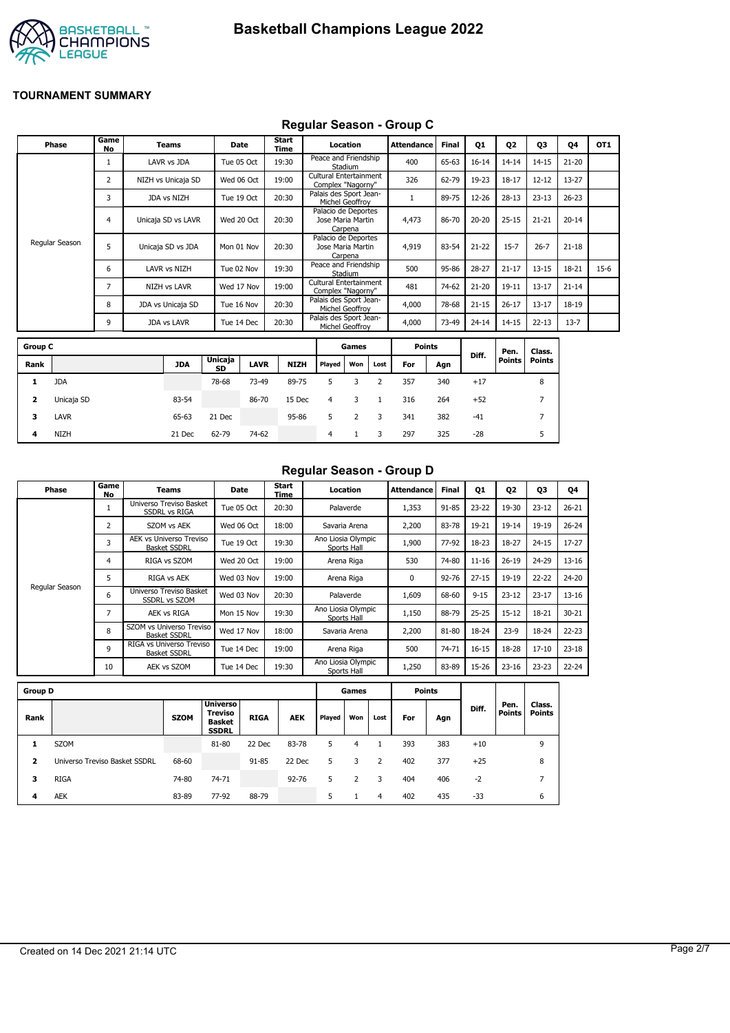# Basketball Champions League 2022

## TOURNAMENT SUMMARY

### Regular Season - Group C

| Phase | Game No | Teams | Date | Start Time | Location | Attendance | Final | Q1 | Q2 | Q3 | Q4 | OT1 |
|---|---|---|---|---|---|---|---|---|---|---|---|---|
| Regular Season | 1 | LAVR vs JDA | Tue 05 Oct | 19:30 | Peace and Friendship Stadium | 400 | 65-63 | 16-14 | 14-14 | 14-15 | 21-20 | |
| | 2 | NIZH vs Unicaja SD | Wed 06 Oct | 19:00 | Cultural Entertainment Complex "Nagorny" | 326 | 62-79 | 19-23 | 18-17 | 12-12 | 13-27 | |
| | 3 | JDA vs NIZH | Tue 19 Oct | 20:30 | Palais des Sport Jean-Michel Geoffroy | 1 | 89-75 | 12-26 | 28-13 | 23-13 | 26-23 | |
| | 4 | Unicaja SD vs LAVR | Wed 20 Oct | 20:30 | Palacio de Deportes Jose Maria Martin Carpena | 4,473 | 86-70 | 20-20 | 25-15 | 21-21 | 20-14 | |
| | 5 | Unicaja SD vs JDA | Mon 01 Nov | 20:30 | Palacio de Deportes Jose Maria Martin Carpena | 4,919 | 83-54 | 21-22 | 15-7 | 26-7 | 21-18 | |
| | 6 | LAVR vs NIZH | Tue 02 Nov | 19:30 | Peace and Friendship Stadium | 500 | 95-86 | 28-27 | 21-17 | 13-15 | 18-21 | 15-6 |
| | 7 | NIZH vs LAVR | Wed 17 Nov | 19:00 | Cultural Entertainment Complex "Nagorny" | 481 | 74-62 | 21-20 | 19-11 | 13-17 | 21-14 | |
| | 8 | JDA vs Unicaja SD | Tue 16 Nov | 20:30 | Palais des Sport Jean-Michel Geoffroy | 4,000 | 78-68 | 21-15 | 26-17 | 13-17 | 18-19 | |
| | 9 | JDA vs LAVR | Tue 14 Dec | 20:30 | Palais des Sport Jean-Michel Geoffroy | 4,000 | 73-49 | 24-14 | 14-15 | 22-13 | 13-7 | |

| Group C | | | | | | Games | | | Points | | | | |
|---|---|---|---|---|---|---|---|---|---|---|---|---|---|
| Rank | | JDA | Unicaja SD | LAVR | NIZH | Played | Won | Lost | For | Agn | Diff. | Pen. Points | Class. Points |
| 1 | JDA | | 78-68 | 73-49 | 89-75 | 5 | 3 | 2 | 357 | 340 | +17 | | 8 |
| 2 | Unicaja SD | 83-54 | | 86-70 | 15 Dec | 4 | 3 | 1 | 316 | 264 | +52 | | 7 |
| 3 | LAVR | 65-63 | 21 Dec | | 95-86 | 5 | 2 | 3 | 341 | 382 | -41 | | 7 |
| 4 | NIZH | 21 Dec | 62-79 | 74-62 | | 4 | 1 | 3 | 297 | 325 | -28 | | 5 |

### Regular Season - Group D

| Phase | Game No | Teams | Date | Start Time | Location | Attendance | Final | Q1 | Q2 | Q3 | Q4 |
|---|---|---|---|---|---|---|---|---|---|---|---|
| Regular Season | 1 | Universo Treviso Basket SSDRL vs RIGA | Tue 05 Oct | 20:30 | Palaverde | 1,353 | 91-85 | 23-22 | 19-30 | 23-12 | 26-21 |
| | 2 | SZOM vs AEK | Wed 06 Oct | 18:00 | Savaria Arena | 2,200 | 83-78 | 19-21 | 19-14 | 19-19 | 26-24 |
| | 3 | AEK vs Universo Treviso Basket SSDRL | Tue 19 Oct | 19:30 | Ano Liosia Olympic Sports Hall | 1,900 | 77-92 | 18-23 | 18-27 | 24-15 | 17-27 |
| | 4 | RIGA vs SZOM | Wed 20 Oct | 19:00 | Arena Riga | 530 | 74-80 | 11-16 | 26-19 | 24-29 | 13-16 |
| | 5 | RIGA vs AEK | Wed 03 Nov | 19:00 | Arena Riga | 0 | 92-76 | 27-15 | 19-19 | 22-22 | 24-20 |
| | 6 | Universo Treviso Basket SSDRL vs SZOM | Wed 03 Nov | 20:30 | Palaverde | 1,609 | 68-60 | 9-15 | 23-12 | 23-17 | 13-16 |
| | 7 | AEK vs RIGA | Mon 15 Nov | 19:30 | Ano Liosia Olympic Sports Hall | 1,150 | 88-79 | 25-25 | 15-12 | 18-21 | 30-21 |
| | 8 | SZOM vs Universo Treviso Basket SSDRL | Wed 17 Nov | 18:00 | Savaria Arena | 2,200 | 81-80 | 18-24 | 23-9 | 18-24 | 22-23 |
| | 9 | RIGA vs Universo Treviso Basket SSDRL | Tue 14 Dec | 19:00 | Arena Riga | 500 | 74-71 | 16-15 | 18-28 | 17-10 | 23-18 |
| | 10 | AEK vs SZOM | Tue 14 Dec | 19:30 | Ano Liosia Olympic Sports Hall | 1,250 | 83-89 | 15-26 | 23-16 | 23-23 | 22-24 |

| Group D | | | | | | Games | | | Points | | | | |
|---|---|---|---|---|---|---|---|---|---|---|---|---|---|
| Rank | | SZOM | Universo Treviso Basket SSDRL | RIGA | AEK | Played | Won | Lost | For | Agn | Diff. | Pen. Points | Class. Points |
| 1 | SZOM | | 81-80 | 22 Dec | 83-78 | 5 | 4 | 1 | 393 | 383 | +10 | | 9 |
| 2 | Universo Treviso Basket SSDRL | 68-60 | | 91-85 | 22 Dec | 5 | 3 | 2 | 402 | 377 | +25 | | 8 |
| 3 | RIGA | 74-80 | 74-71 | | 92-76 | 5 | 2 | 3 | 404 | 406 | -2 | | 7 |
| 4 | AEK | 83-89 | 77-92 | 88-79 | | 5 | 1 | 4 | 402 | 435 | -33 | | 6 |

Created on 14 Dec 2021 21:14 UTC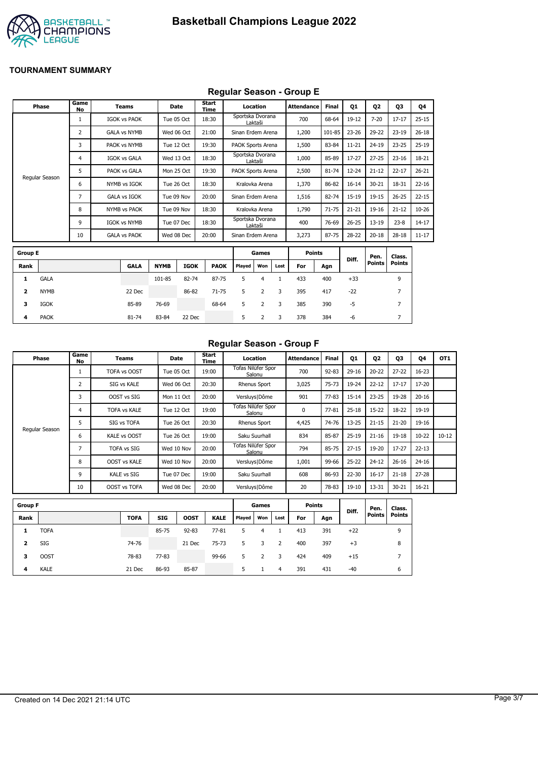# Basketball Champions League 2022

**TOURNAMENT SUMMARY**

## Regular Season - Group E

| Phase | Game No | Teams | Date | Start Time | Location | Attendance | Final | Q1 | Q2 | Q3 | Q4 |
|---|---|---|---|---|---|---|---|---|---|---|---|
| Regular Season | 1 | IGOK vs PAOK | Tue 05 Oct | 18:30 | Sportska Dvorana Laktaši | 700 | 68-64 | 19-12 | 7-20 | 17-17 | 25-15 |
| | 2 | GALA vs NYMB | Wed 06 Oct | 21:00 | Sinan Erdem Arena | 1,200 | 101-85 | 23-26 | 29-22 | 23-19 | 26-18 |
| | 3 | PAOK vs NYMB | Tue 12 Oct | 19:30 | PAOK Sports Arena | 1,500 | 83-84 | 11-21 | 24-19 | 23-25 | 25-19 |
| | 4 | IGOK vs GALA | Wed 13 Oct | 18:30 | Sportska Dvorana Laktaši | 1,000 | 85-89 | 17-27 | 27-25 | 23-16 | 18-21 |
| | 5 | PAOK vs GALA | Mon 25 Oct | 19:30 | PAOK Sports Arena | 2,500 | 81-74 | 12-24 | 21-12 | 22-17 | 26-21 |
| | 6 | NYMB vs IGOK | Tue 26 Oct | 18:30 | Kralovka Arena | 1,370 | 86-82 | 16-14 | 30-21 | 18-31 | 22-16 |
| | 7 | GALA vs IGOK | Tue 09 Nov | 20:00 | Sinan Erdem Arena | 1,516 | 82-74 | 15-19 | 19-15 | 26-25 | 22-15 |
| | 8 | NYMB vs PAOK | Tue 09 Nov | 18:30 | Kralovka Arena | 1,790 | 71-75 | 21-21 | 19-16 | 21-12 | 10-26 |
| | 9 | IGOK vs NYMB | Tue 07 Dec | 18:30 | Sportska Dvorana Laktaši | 400 | 76-69 | 26-25 | 13-19 | 23-8 | 14-17 |
| | 10 | GALA vs PAOK | Wed 08 Dec | 20:00 | Sinan Erdem Arena | 3,273 | 87-75 | 28-22 | 20-18 | 28-18 | 11-17 |

| Group E | | | | | | Games | | | Points | | Diff. | Pen. Points | Class. Points |
|---|---|---|---|---|---|---|---|---|---|---|---|---|---|
| Rank | | GALA | NYMB | IGOK | PAOK | Played | Won | Lost | For | Agn | | | |
| 1 | GALA | | 101-85 | 82-74 | 87-75 | 5 | 4 | 1 | 433 | 400 | +33 | | 9 |
| 2 | NYMB | 22 Dec | | 86-82 | 71-75 | 5 | 2 | 3 | 395 | 417 | -22 | | 7 |
| 3 | IGOK | 85-89 | 76-69 | | 68-64 | 5 | 2 | 3 | 385 | 390 | -5 | | 7 |
| 4 | PAOK | 81-74 | 83-84 | 22 Dec | | 5 | 2 | 3 | 378 | 384 | -6 | | 7 |

## Regular Season - Group F

| Phase | Game No | Teams | Date | Start Time | Location | Attendance | Final | Q1 | Q2 | Q3 | Q4 | OT1 |
|---|---|---|---|---|---|---|---|---|---|---|---|---|
| Regular Season | 1 | TOFA vs OOST | Tue 05 Oct | 19:00 | Tofas Nilüfer Spor Salonu | 700 | 92-83 | 29-16 | 20-22 | 27-22 | 16-23 | |
| | 2 | SIG vs KALE | Wed 06 Oct | 20:30 | Rhenus Sport | 3,025 | 75-73 | 19-24 | 22-12 | 17-17 | 17-20 | |
| | 3 | OOST vs SIG | Mon 11 Oct | 20:00 | Versluys\|Dôme | 901 | 77-83 | 15-14 | 23-25 | 19-28 | 20-16 | |
| | 4 | TOFA vs KALE | Tue 12 Oct | 19:00 | Tofas Nilüfer Spor Salonu | 0 | 77-81 | 25-18 | 15-22 | 18-22 | 19-19 | |
| | 5 | SIG vs TOFA | Tue 26 Oct | 20:30 | Rhenus Sport | 4,425 | 74-76 | 13-25 | 21-15 | 21-20 | 19-16 | |
| | 6 | KALE vs OOST | Tue 26 Oct | 19:00 | Saku Suurhall | 834 | 85-87 | 25-19 | 21-16 | 19-18 | 10-22 | 10-12 |
| | 7 | TOFA vs SIG | Wed 10 Nov | 20:00 | Tofas Nilüfer Spor Salonu | 794 | 85-75 | 27-15 | 19-20 | 17-27 | 22-13 | |
| | 8 | OOST vs KALE | Wed 10 Nov | 20:00 | Versluys\|Dôme | 1,001 | 99-66 | 25-22 | 24-12 | 26-16 | 24-16 | |
| | 9 | KALE vs SIG | Tue 07 Dec | 19:00 | Saku Suurhall | 608 | 86-93 | 22-30 | 16-17 | 21-18 | 27-28 | |
| | 10 | OOST vs TOFA | Wed 08 Dec | 20:00 | Versluys\|Dôme | 20 | 78-83 | 19-10 | 13-31 | 30-21 | 16-21 | |

| Group F | | | | | | Games | | | Points | | Diff. | Pen. Points | Class. Points |
|---|---|---|---|---|---|---|---|---|---|---|---|---|---|
| Rank | | TOFA | SIG | OOST | KALE | Played | Won | Lost | For | Agn | | | |
| 1 | TOFA | | 85-75 | 92-83 | 77-81 | 5 | 4 | 1 | 413 | 391 | +22 | | 9 |
| 2 | SIG | 74-76 | | 21 Dec | 75-73 | 5 | 3 | 2 | 400 | 397 | +3 | | 8 |
| 3 | OOST | 78-83 | 77-83 | | 99-66 | 5 | 2 | 3 | 424 | 409 | +15 | | 7 |
| 4 | KALE | 21 Dec | 86-93 | 85-87 | | 5 | 1 | 4 | 391 | 431 | -40 | | 6 |

Created on 14 Dec 2021 21:14 UTC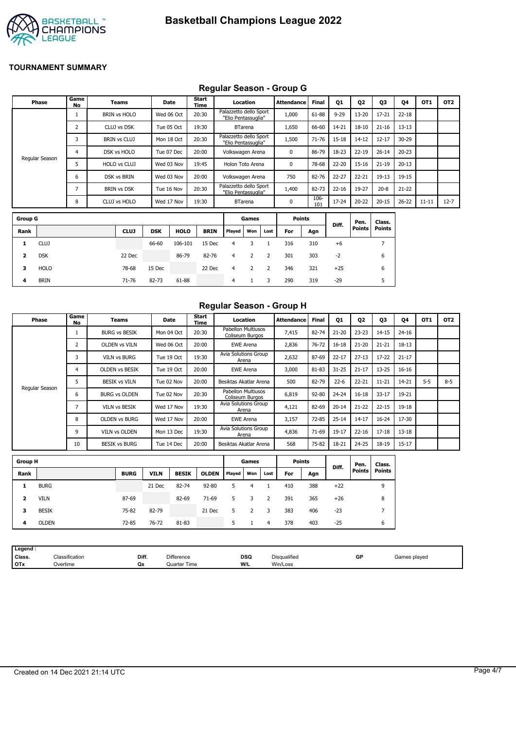# Basketball Champions League 2022

## TOURNAMENT SUMMARY

### Regular Season - Group G

| Phase | Game No | Teams | Date | Start Time | Location | Attendance | Final | Q1 | Q2 | Q3 | Q4 | OT1 | OT2 |
|---|---|---|---|---|---|---|---|---|---|---|---|---|---|
| Regular Season | 1 | BRIN vs HOLO | Wed 06 Oct | 20:30 | Palazzetto dello Sport "Elio Pentassuglia" | 1,000 | 61-88 | 9-29 | 13-20 | 17-21 | 22-18 | | |
| | 2 | CLUJ vs DSK | Tue 05 Oct | 19:30 | BTarena | 1,650 | 66-60 | 14-21 | 18-10 | 21-16 | 13-13 | | |
| | 3 | BRIN vs CLUJ | Mon 18 Oct | 20:30 | Palazzetto dello Sport "Elio Pentassuglia" | 1,500 | 71-76 | 15-18 | 14-12 | 12-17 | 30-29 | | |
| | 4 | DSK vs HOLO | Tue 07 Dec | 20:00 | Volkswagen Arena | 0 | 86-79 | 18-23 | 22-19 | 26-14 | 20-23 | | |
| | 5 | HOLO vs CLUJ | Wed 03 Nov | 19:45 | Holon Toto Arena | 0 | 78-68 | 22-20 | 15-16 | 21-19 | 20-13 | | |
| | 6 | DSK vs BRIN | Wed 03 Nov | 20:00 | Volkswagen Arena | 750 | 82-76 | 22-27 | 22-21 | 19-13 | 19-15 | | |
| | 7 | BRIN vs DSK | Tue 16 Nov | 20:30 | Palazzetto dello Sport "Elio Pentassuglia" | 1,400 | 82-73 | 22-16 | 19-27 | 20-8 | 21-22 | | |
| | 8 | CLUJ vs HOLO | Wed 17 Nov | 19:30 | BTarena | 0 | 106-101 | 17-24 | 20-22 | 20-15 | 26-22 | 11-11 | 12-7 |

| Group G | | | | | | Games | | | Points | | Diff. | Pen. Points | Class. Points |
|---|---|---|---|---|---|---|---|---|---|---|---|---|---|
| Rank | | CLUJ | DSK | HOLO | BRIN | Played | Won | Lost | For | Agn | | | |
| 1 | CLUJ | | 66-60 | 106-101 | 15 Dec | 4 | 3 | 1 | 316 | 310 | +6 | | 7 |
| 2 | DSK | 22 Dec | | 86-79 | 82-76 | 4 | 2 | 2 | 301 | 303 | -2 | | 6 |
| 3 | HOLO | 78-68 | 15 Dec | | 22 Dec | 4 | 2 | 2 | 346 | 321 | +25 | | 6 |
| 4 | BRIN | 71-76 | 82-73 | 61-88 | | 4 | 1 | 3 | 290 | 319 | -29 | | 5 |

### Regular Season - Group H

| Phase | Game No | Teams | Date | Start Time | Location | Attendance | Final | Q1 | Q2 | Q3 | Q4 | OT1 | OT2 |
|---|---|---|---|---|---|---|---|---|---|---|---|---|---|
| Regular Season | 1 | BURG vs BESIK | Mon 04 Oct | 20:30 | Pabellon Multiusos Coliseum Burgos | 7,415 | 82-74 | 21-20 | 23-23 | 14-15 | 24-16 | | |
| | 2 | OLDEN vs VILN | Wed 06 Oct | 20:00 | EWE Arena | 2,836 | 76-72 | 16-18 | 21-20 | 21-21 | 18-13 | | |
| | 3 | VILN vs BURG | Tue 19 Oct | 19:30 | Avia Solutions Group Arena | 2,632 | 87-69 | 22-17 | 27-13 | 17-22 | 21-17 | | |
| | 4 | OLDEN vs BESIK | Tue 19 Oct | 20:00 | EWE Arena | 3,000 | 81-83 | 31-25 | 21-17 | 13-25 | 16-16 | | |
| | 5 | BESIK vs VILN | Tue 02 Nov | 20:00 | Besiktas Akatlar Arena | 500 | 82-79 | 22-6 | 22-21 | 11-21 | 14-21 | 5-5 | 8-5 |
| | 6 | BURG vs OLDEN | Tue 02 Nov | 20:30 | Pabellon Multiusos Coliseum Burgos | 6,819 | 92-80 | 24-24 | 16-18 | 33-17 | 19-21 | | |
| | 7 | VILN vs BESIK | Wed 17 Nov | 19:30 | Avia Solutions Group Arena | 4,121 | 82-69 | 20-14 | 21-22 | 22-15 | 19-18 | | |
| | 8 | OLDEN vs BURG | Wed 17 Nov | 20:00 | EWE Arena | 3,157 | 72-85 | 25-14 | 14-17 | 16-24 | 17-30 | | |
| | 9 | VILN vs OLDEN | Mon 13 Dec | 19:30 | Avia Solutions Group Arena | 4,836 | 71-69 | 19-17 | 22-16 | 17-18 | 13-18 | | |
| | 10 | BESIK vs BURG | Tue 14 Dec | 20:00 | Besiktas Akatlar Arena | 568 | 75-82 | 18-21 | 24-25 | 18-19 | 15-17 | | |

| Group H | | | | | | Games | | | Points | | Diff. | Pen. Points | Class. Points |
|---|---|---|---|---|---|---|---|---|---|---|---|---|---|
| Rank | | BURG | VILN | BESIK | OLDEN | Played | Won | Lost | For | Agn | | | |
| 1 | BURG | | 21 Dec | 82-74 | 92-80 | 5 | 4 | 1 | 410 | 388 | +22 | | 9 |
| 2 | VILN | 87-69 | | 82-69 | 71-69 | 5 | 3 | 2 | 391 | 365 | +26 | | 8 |
| 3 | BESIK | 75-82 | 82-79 | | 21 Dec | 5 | 2 | 3 | 383 | 406 | -23 | | 7 |
| 4 | OLDEN | 72-85 | 76-72 | 81-83 | | 5 | 1 | 4 | 378 | 403 | -25 | | 6 |

| Legend : | | | | | | | |
|---|---|---|---|---|---|---|---|
| Class. | Classification | Diff. | Difference | DSQ | Disqualified | GP | Games played |
| OTx | Overtime | Qx | Quarter Time | W/L | Win/Loss | | |

Created on 14 Dec 2021 21:14 UTC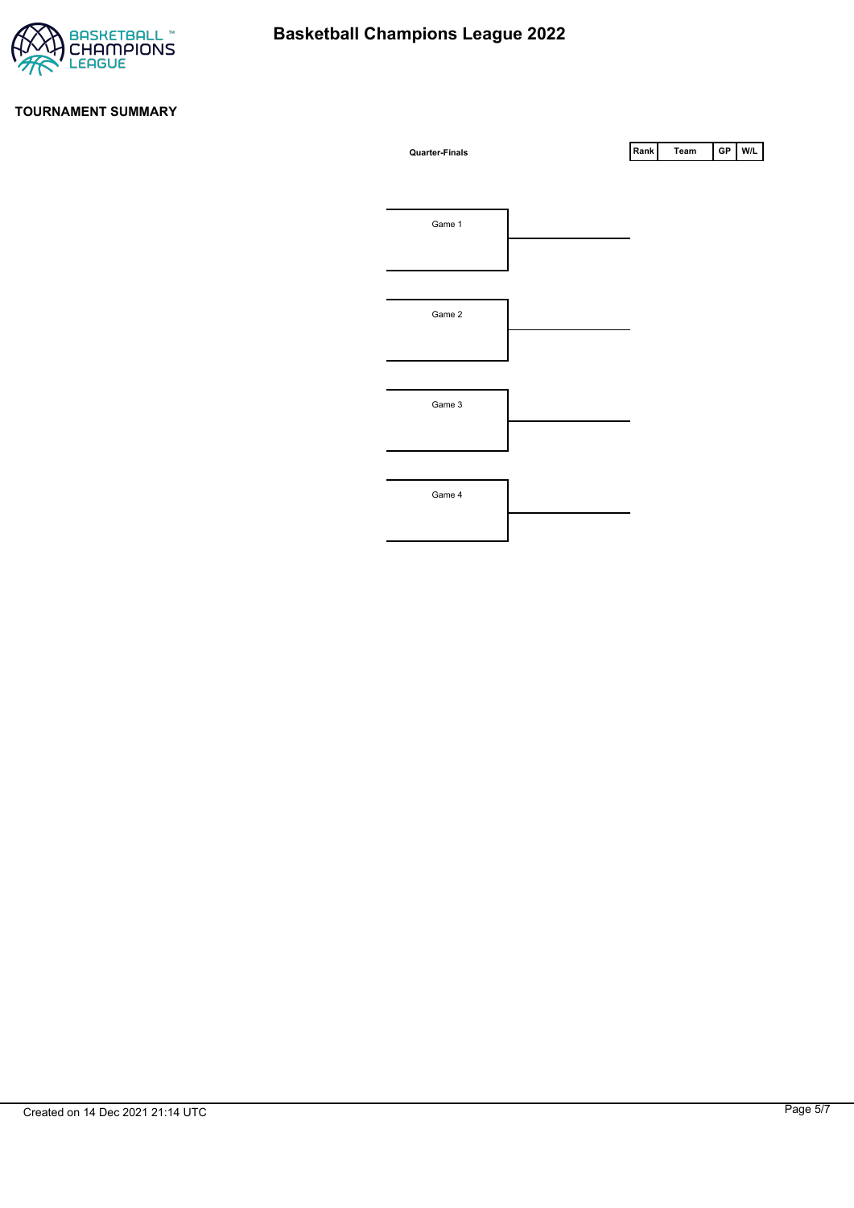# Basketball Champions League 2022

## TOURNAMENT SUMMARY

**Quarter-Finals**

| Rank | Team | GP | W/L |
| --- | --- | --- | --- |

Game 1

Game 2

Game 3

Game 4

Created on 14 Dec 2021 21:14 UTC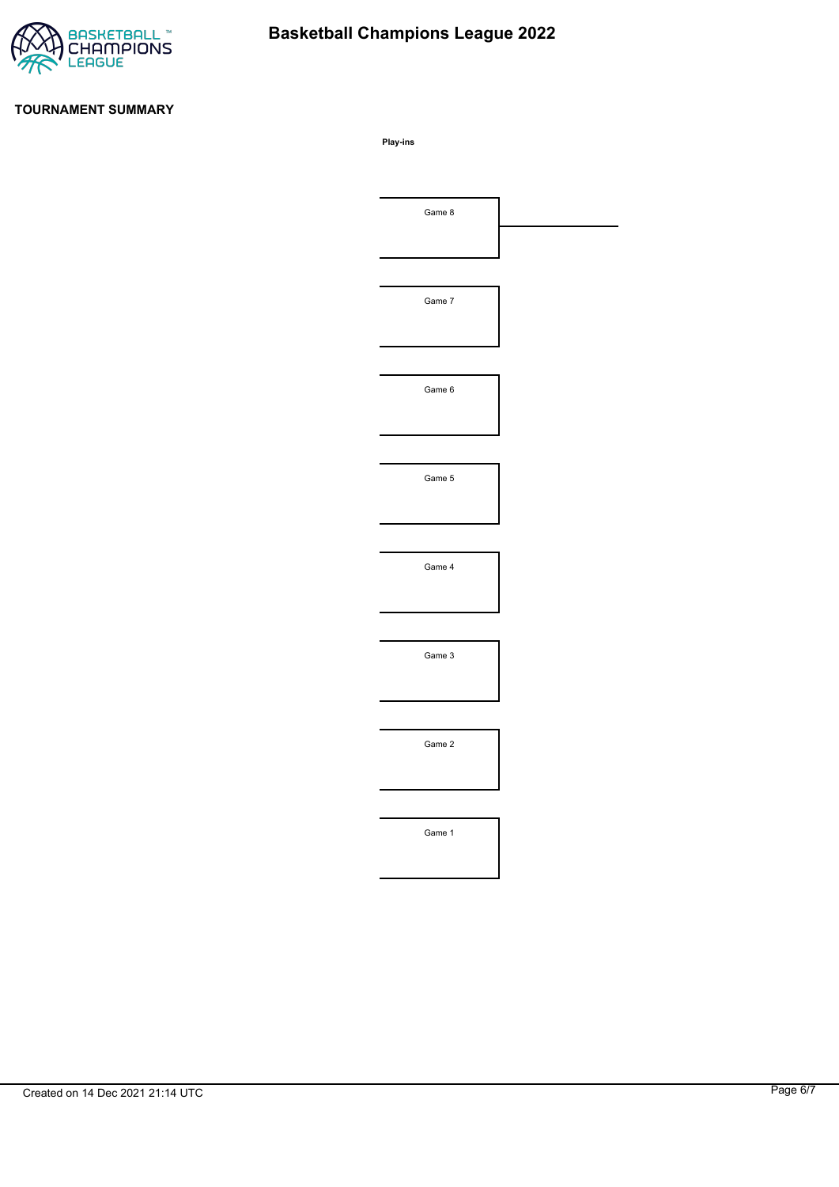Basketball Champions League 2022

**TOURNAMENT SUMMARY**

**Play-ins**

Game 8

Game 7

Game 6

Game 5

Game 4

Game 3

Game 2

Game 1

Created on 14 Dec 2021 21:14 UTC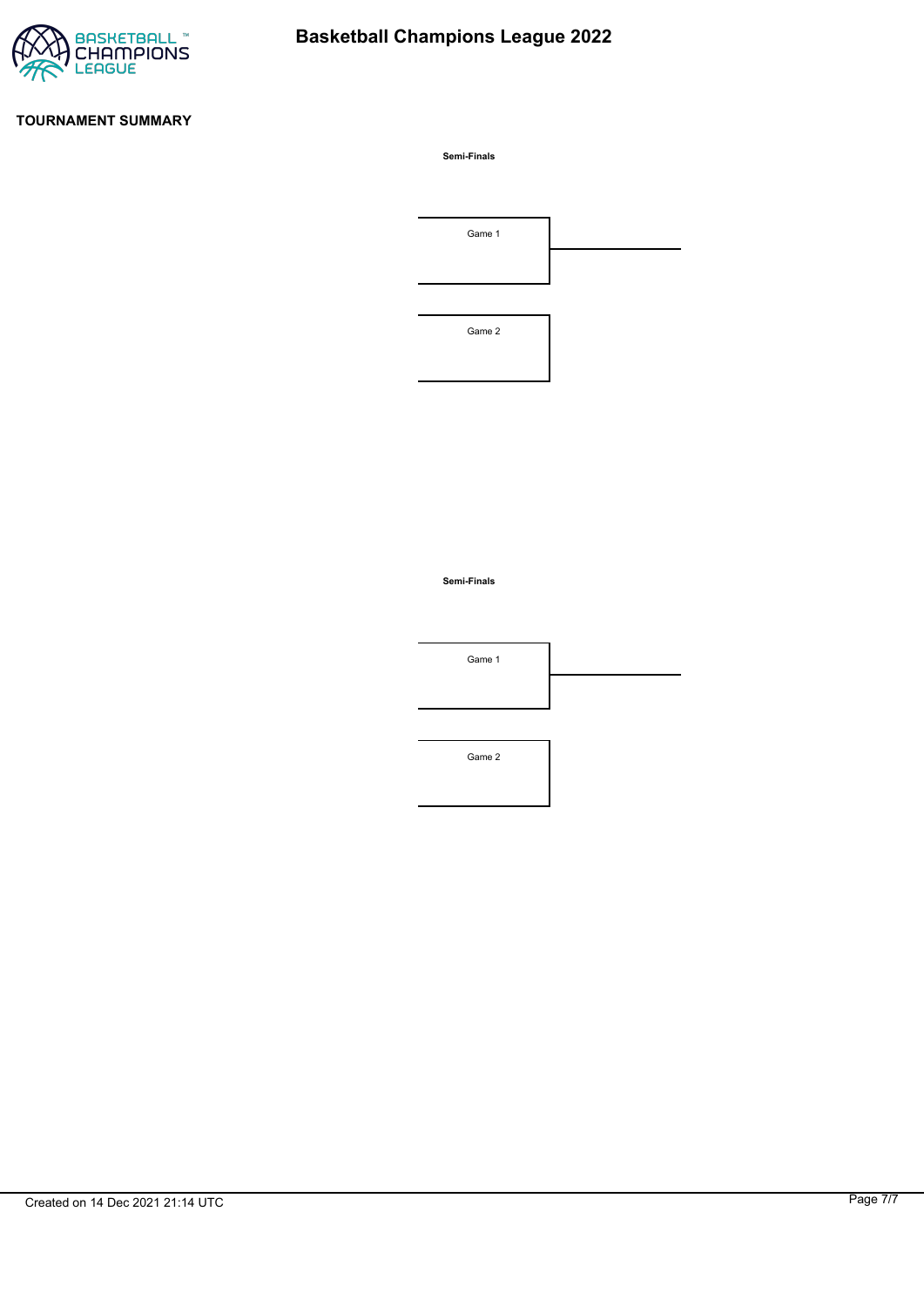# Basketball Champions League 2022

**TOURNAMENT SUMMARY**

**Semi-Finals**

Game 1

Game 2

**Semi-Finals**

Game 1

Game 2

Created on 14 Dec 2021 21:14 UTC